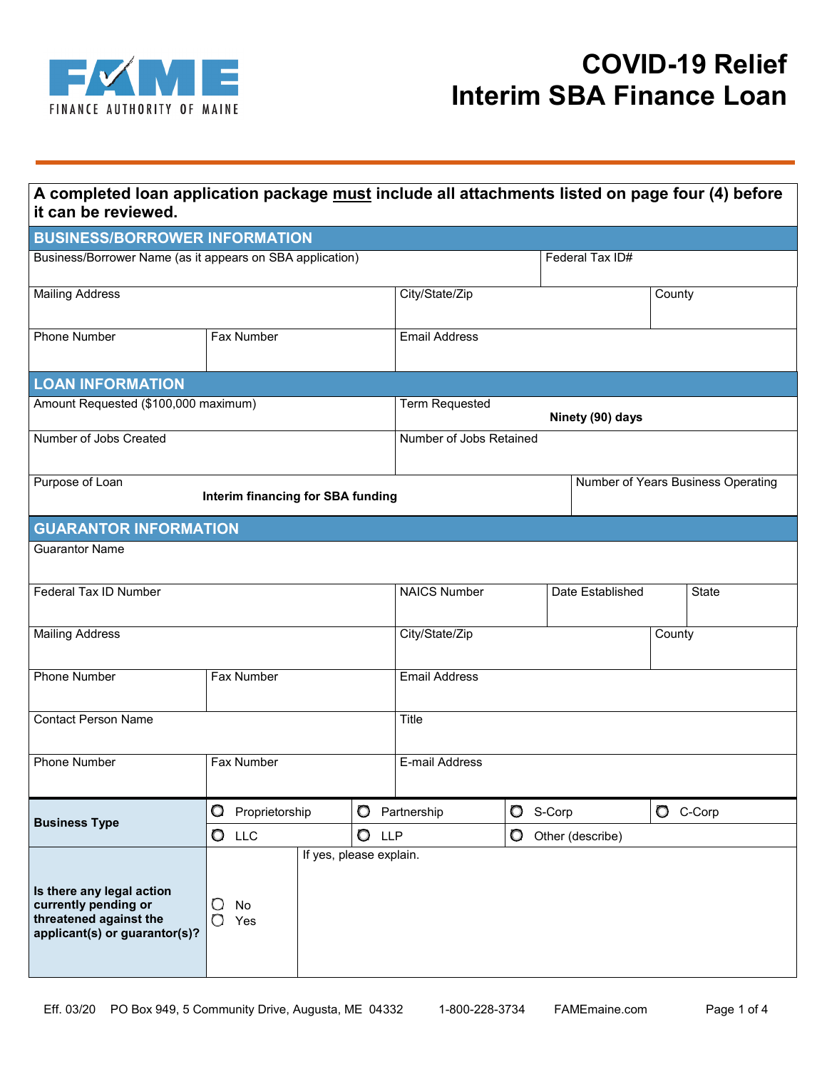FAME
FINANCE AUTHORITY OF MAINE

# COVID-19 Relief Interim SBA Finance Loan

**A completed loan application package must include all attachments listed on page four (4) before it can be reviewed.**

## BUSINESS/BORROWER INFORMATION

| Business/Borrower Name (as it appears on SBA application) | | Federal Tax ID# |
|---|---|---|
| | | |

| Mailing Address | City/State/Zip | County |
|---|---|---|
| | | |

| Phone Number | Fax Number | Email Address |
|---|---|---|
| | | |

## LOAN INFORMATION

| Amount Requested ($100,000 maximum) | Term Requested |
|---|---|
| | **Ninety (90) days** |
| Number of Jobs Created | Number of Jobs Retained |
| | |

| Purpose of Loan | Number of Years Business Operating |
|---|---|
| **Interim financing for SBA funding** | |

## GUARANTOR INFORMATION

| Guarantor Name |
|---|
| |

| Federal Tax ID Number | NAICS Number | Date Established | State |
|---|---|---|---|
| | | | |

| Mailing Address | City/State/Zip | County |
|---|---|---|
| | | |

| Phone Number | Fax Number | Email Address |
|---|---|---|
| | | |

| Contact Person Name | Title |
|---|---|
| | |

| Phone Number | Fax Number | E-mail Address |
|---|---|---|
| | | |

| **Business Type** | ○ Proprietorship | ○ Partnership | ○ S-Corp | ○ C-Corp |
|---|---|---|---|---|
| | ○ LLC | ○ LLP | ○ Other (describe) | |

| **Is there any legal action currently pending or threatened against the applicant(s) or guarantor(s)?** | ○ No<br>○ Yes | If yes, please explain. |
|---|---|---|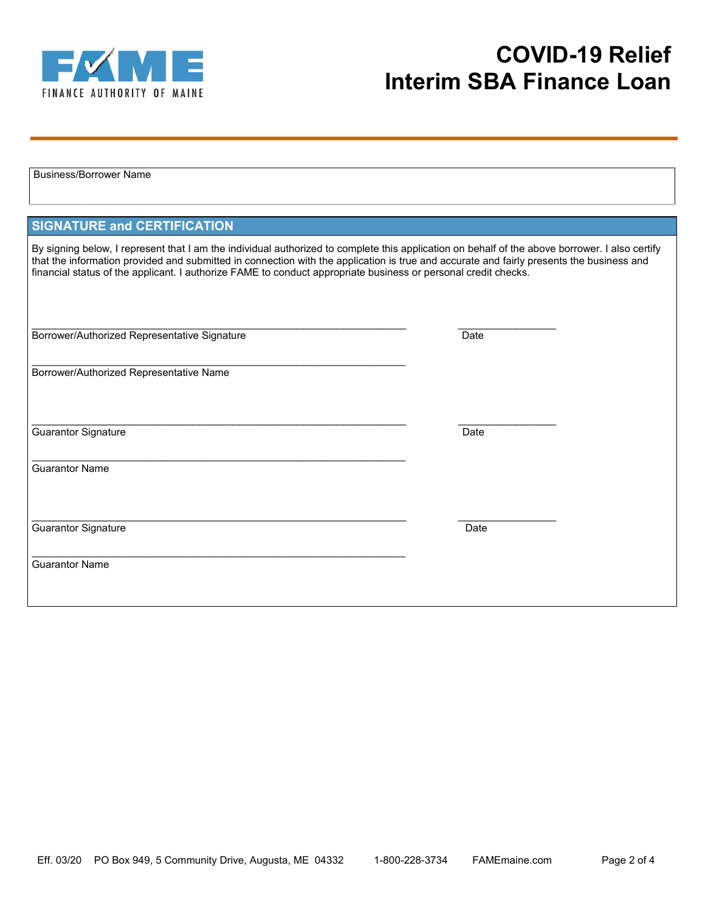FINANCE AUTHORITY OF MAINE

# COVID-19 Relief Interim SBA Finance Loan

Business/Borrower Name

## SIGNATURE and CERTIFICATION

By signing below, I represent that I am the individual authorized to complete this application on behalf of the above borrower. I also certify that the information provided and submitted in connection with the application is true and accurate and fairly presents the business and financial status of the applicant. I authorize FAME to conduct appropriate business or personal credit checks.

______________________________________________________________ ________________

Borrower/Authorized Representative Signature Date

______________________________________________________________

Borrower/Authorized Representative Name

______________________________________________________________ ________________

Guarantor Signature Date

______________________________________________________________

Guarantor Name

______________________________________________________________ ________________

Guarantor Signature Date

______________________________________________________________

Guarantor Name

Eff. 03/20 PO Box 949, 5 Community Drive, Augusta, ME 04332 1-800-228-3734 FAMEmaine.com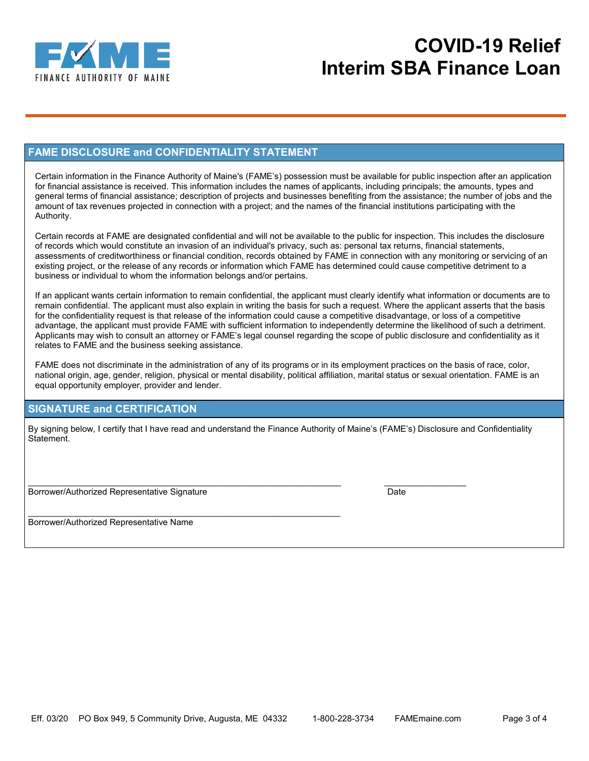# COVID-19 Relief Interim SBA Finance Loan

## FAME DISCLOSURE and CONFIDENTIALITY STATEMENT

Certain information in the Finance Authority of Maine's (FAME's) possession must be available for public inspection after an application for financial assistance is received. This information includes the names of applicants, including principals; the amounts, types and general terms of financial assistance; description of projects and businesses benefiting from the assistance; the number of jobs and the amount of tax revenues projected in connection with a project; and the names of the financial institutions participating with the Authority.

Certain records at FAME are designated confidential and will not be available to the public for inspection. This includes the disclosure of records which would constitute an invasion of an individual's privacy, such as: personal tax returns, financial statements, assessments of creditworthiness or financial condition, records obtained by FAME in connection with any monitoring or servicing of an existing project, or the release of any records or information which FAME has determined could cause competitive detriment to a business or individual to whom the information belongs and/or pertains.

If an applicant wants certain information to remain confidential, the applicant must clearly identify what information or documents are to remain confidential. The applicant must also explain in writing the basis for such a request. Where the applicant asserts that the basis for the confidentiality request is that release of the information could cause a competitive disadvantage, or loss of a competitive advantage, the applicant must provide FAME with sufficient information to independently determine the likelihood of such a detriment. Applicants may wish to consult an attorney or FAME's legal counsel regarding the scope of public disclosure and confidentiality as it relates to FAME and the business seeking assistance.

FAME does not discriminate in the administration of any of its programs or in its employment practices on the basis of race, color, national origin, age, gender, religion, physical or mental disability, political affiliation, marital status or sexual orientation. FAME is an equal opportunity employer, provider and lender.

## SIGNATURE and CERTIFICATION

By signing below, I certify that I have read and understand the Finance Authority of Maine's (FAME's) Disclosure and Confidentiality Statement.

\_\_\_\_\_\_\_\_\_\_\_\_\_\_\_\_\_\_\_\_\_\_\_\_\_\_\_\_\_\_\_\_\_\_\_\_\_\_\_\_\_\_\_\_\_\_\_\_ \_\_\_\_\_\_\_\_\_\_\_\_\_\_\_\_
Borrower/Authorized Representative Signature Date

\_\_\_\_\_\_\_\_\_\_\_\_\_\_\_\_\_\_\_\_\_\_\_\_\_\_\_\_\_\_\_\_\_\_\_\_\_\_\_\_\_\_\_\_\_\_\_\_
Borrower/Authorized Representative Name

Eff. 03/20 PO Box 949, 5 Community Drive, Augusta, ME 04332 1-800-228-3734 FAMEmaine.com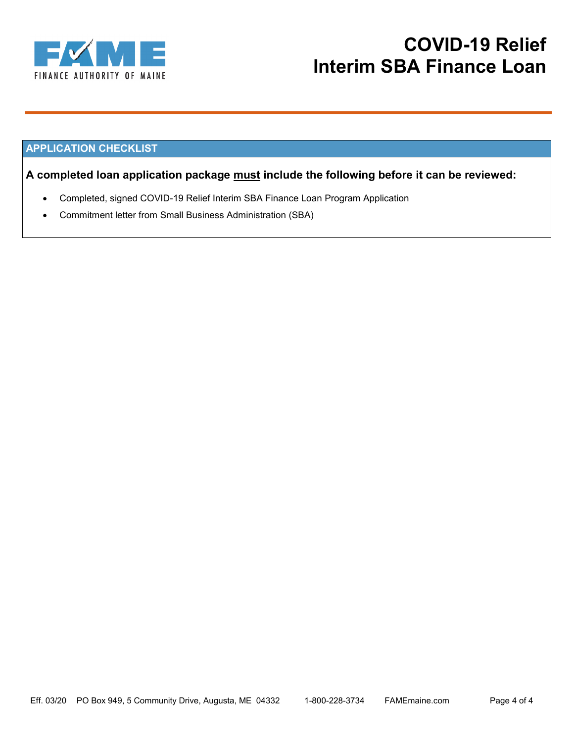# COVID-19 Relief Interim SBA Finance Loan

## APPLICATION CHECKLIST

**A completed loan application package must include the following before it can be reviewed:**

- Completed, signed COVID-19 Relief Interim SBA Finance Loan Program Application
- Commitment letter from Small Business Administration (SBA)

Eff. 03/20 PO Box 949, 5 Community Drive, Augusta, ME 04332 1-800-228-3734 FAMEmaine.com